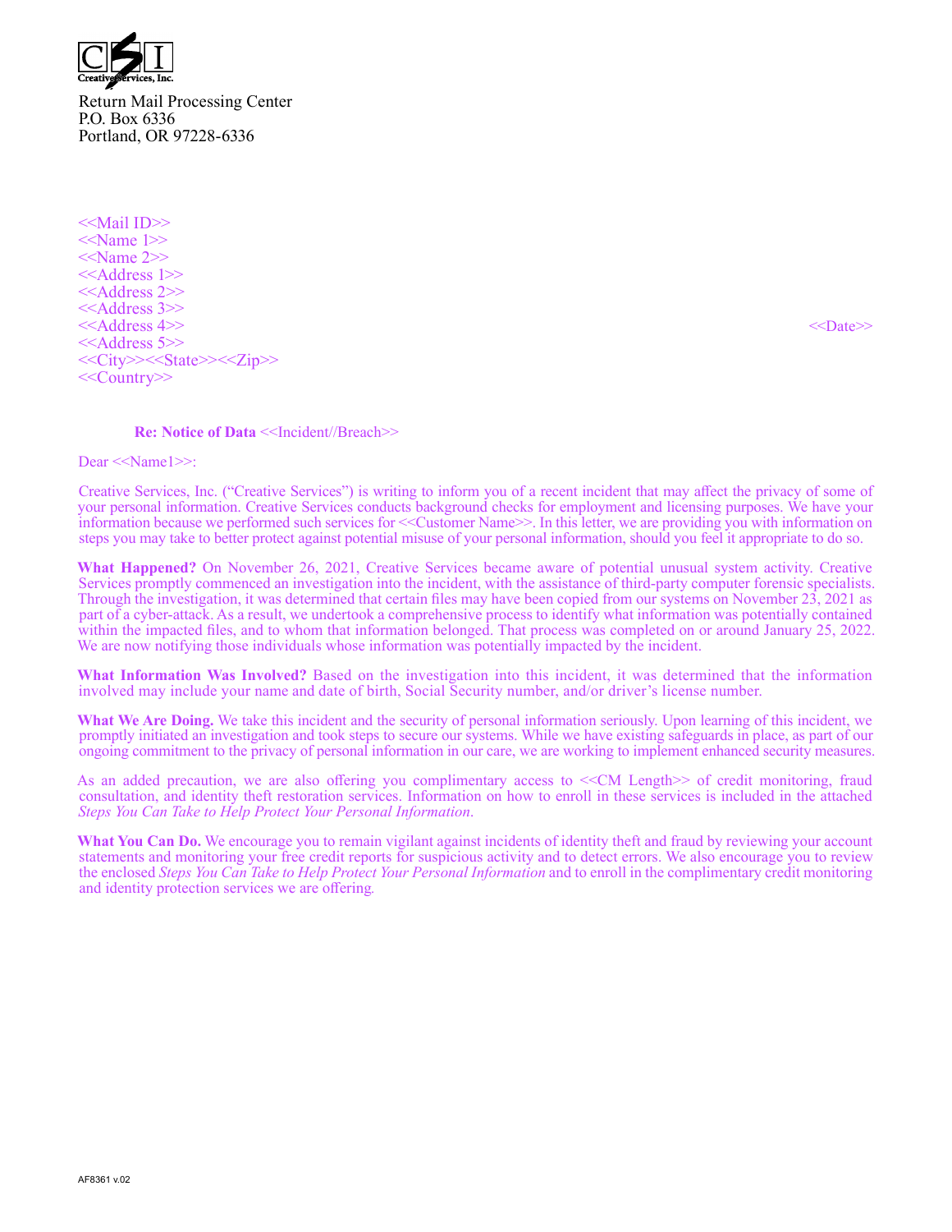CSI
Creative Services, Inc.

Return Mail Processing Center
P.O. Box 6336
Portland, OR 97228-6336

<<Mail ID>>
<<Name 1>>
<<Name 2>>
<<Address 1>>
<<Address 2>>
<<Address 3>>
<<Address 4>>
<<Address 5>>
<<City>><<State>><<Zip>>
<<Country>>

<<Date>>

**Re: Notice of Data** <<Incident//Breach>>

Dear <<Name1>>:

Creative Services, Inc. ("Creative Services") is writing to inform you of a recent incident that may affect the privacy of some of your personal information. Creative Services conducts background checks for employment and licensing purposes. We have your information because we performed such services for <<Customer Name>>. In this letter, we are providing you with information on steps you may take to better protect against potential misuse of your personal information, should you feel it appropriate to do so.

**What Happened?** On November 26, 2021, Creative Services became aware of potential unusual system activity. Creative Services promptly commenced an investigation into the incident, with the assistance of third-party computer forensic specialists. Through the investigation, it was determined that certain files may have been copied from our systems on November 23, 2021 as part of a cyber-attack. As a result, we undertook a comprehensive process to identify what information was potentially contained within the impacted files, and to whom that information belonged. That process was completed on or around January 25, 2022. We are now notifying those individuals whose information was potentially impacted by the incident.

**What Information Was Involved?** Based on the investigation into this incident, it was determined that the information involved may include your name and date of birth, Social Security number, and/or driver's license number.

**What We Are Doing.** We take this incident and the security of personal information seriously. Upon learning of this incident, we promptly initiated an investigation and took steps to secure our systems. While we have existing safeguards in place, as part of our ongoing commitment to the privacy of personal information in our care, we are working to implement enhanced security measures.

As an added precaution, we are also offering you complimentary access to <<CM Length>> of credit monitoring, fraud consultation, and identity theft restoration services. Information on how to enroll in these services is included in the attached *Steps You Can Take to Help Protect Your Personal Information*.

**What You Can Do.** We encourage you to remain vigilant against incidents of identity theft and fraud by reviewing your account statements and monitoring your free credit reports for suspicious activity and to detect errors. We also encourage you to review the enclosed *Steps You Can Take to Help Protect Your Personal Information* and to enroll in the complimentary credit monitoring and identity protection services we are offering.

AF8361 v.02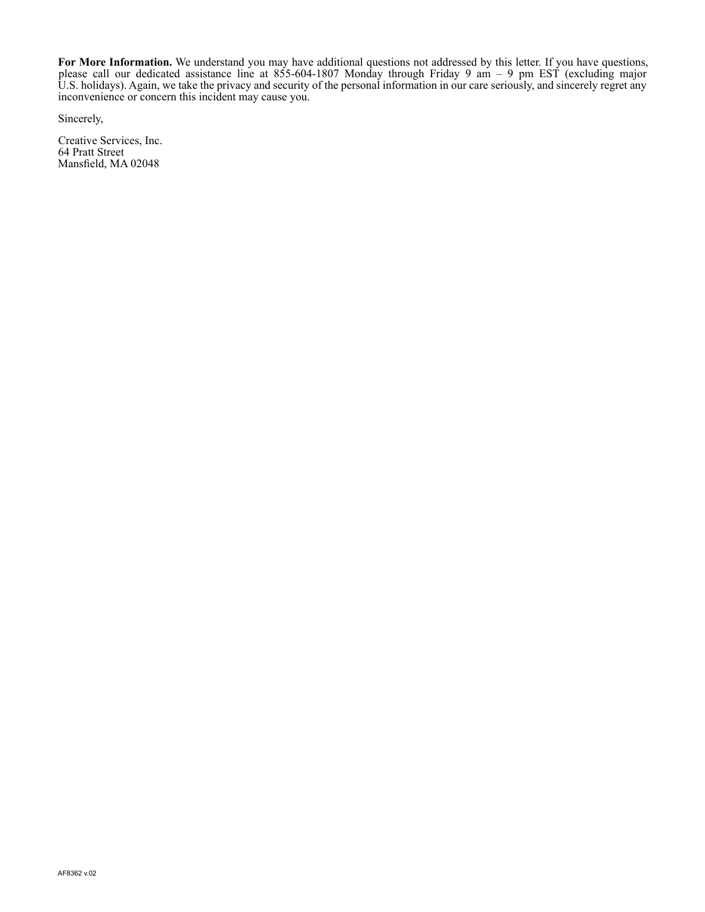**For More Information.** We understand you may have additional questions not addressed by this letter. If you have questions, please call our dedicated assistance line at 855-604-1807 Monday through Friday 9 am – 9 pm EST (excluding major U.S. holidays). Again, we take the privacy and security of the personal information in our care seriously, and sincerely regret any inconvenience or concern this incident may cause you.

Sincerely,

Creative Services, Inc.
64 Pratt Street
Mansfield, MA 02048

AF8362 v.02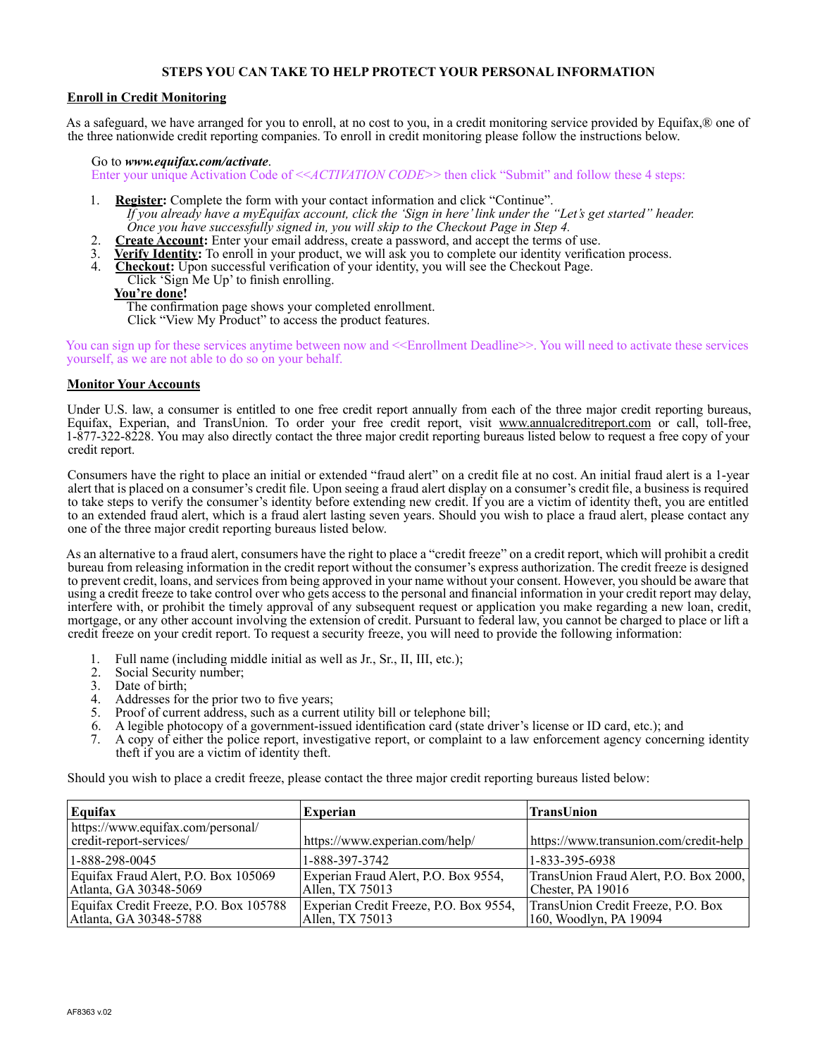## STEPS YOU CAN TAKE TO HELP PROTECT YOUR PERSONAL INFORMATION

### Enroll in Credit Monitoring

As a safeguard, we have arranged for you to enroll, at no cost to you, in a credit monitoring service provided by Equifax,® one of the three nationwide credit reporting companies. To enroll in credit monitoring please follow the instructions below.

Go to ***www.equifax.com/activate***.
Enter your unique Activation Code of <<*ACTIVATION CODE*>> then click "Submit" and follow these 4 steps:

1. **Register:** Complete the form with your contact information and click "Continue".
   *If you already have a myEquifax account, click the 'Sign in here' link under the "Let's get started" header. Once you have successfully signed in, you will skip to the Checkout Page in Step 4.*
2. **Create Account:** Enter your email address, create a password, and accept the terms of use.
3. **Verify Identity:** To enroll in your product, we will ask you to complete our identity verification process.
4. **Checkout:** Upon successful verification of your identity, you will see the Checkout Page.
   Click 'Sign Me Up' to finish enrolling.

**You're done!**
The confirmation page shows your completed enrollment.
Click "View My Product" to access the product features.

You can sign up for these services anytime between now and <<Enrollment Deadline>>. You will need to activate these services yourself, as we are not able to do so on your behalf.

### Monitor Your Accounts

Under U.S. law, a consumer is entitled to one free credit report annually from each of the three major credit reporting bureaus, Equifax, Experian, and TransUnion. To order your free credit report, visit www.annualcreditreport.com or call, toll-free, 1-877-322-8228. You may also directly contact the three major credit reporting bureaus listed below to request a free copy of your credit report.

Consumers have the right to place an initial or extended "fraud alert" on a credit file at no cost. An initial fraud alert is a 1-year alert that is placed on a consumer's credit file. Upon seeing a fraud alert display on a consumer's credit file, a business is required to take steps to verify the consumer's identity before extending new credit. If you are a victim of identity theft, you are entitled to an extended fraud alert, which is a fraud alert lasting seven years. Should you wish to place a fraud alert, please contact any one of the three major credit reporting bureaus listed below.

As an alternative to a fraud alert, consumers have the right to place a "credit freeze" on a credit report, which will prohibit a credit bureau from releasing information in the credit report without the consumer's express authorization. The credit freeze is designed to prevent credit, loans, and services from being approved in your name without your consent. However, you should be aware that using a credit freeze to take control over who gets access to the personal and financial information in your credit report may delay, interfere with, or prohibit the timely approval of any subsequent request or application you make regarding a new loan, credit, mortgage, or any other account involving the extension of credit. Pursuant to federal law, you cannot be charged to place or lift a credit freeze on your credit report. To request a security freeze, you will need to provide the following information:

1. Full name (including middle initial as well as Jr., Sr., II, III, etc.);
2. Social Security number;
3. Date of birth;
4. Addresses for the prior two to five years;
5. Proof of current address, such as a current utility bill or telephone bill;
6. A legible photocopy of a government-issued identification card (state driver's license or ID card, etc.); and
7. A copy of either the police report, investigative report, or complaint to a law enforcement agency concerning identity theft if you are a victim of identity theft.

Should you wish to place a credit freeze, please contact the three major credit reporting bureaus listed below:

| **Equifax** | **Experian** | **TransUnion** |
|---|---|---|
| https://www.equifax.com/personal/credit-report-services/ | https://www.experian.com/help/ | https://www.transunion.com/credit-help |
| 1-888-298-0045 | 1-888-397-3742 | 1-833-395-6938 |
| Equifax Fraud Alert, P.O. Box 105069 Atlanta, GA 30348-5069 | Experian Fraud Alert, P.O. Box 9554, Allen, TX 75013 | TransUnion Fraud Alert, P.O. Box 2000, Chester, PA 19016 |
| Equifax Credit Freeze, P.O. Box 105788 Atlanta, GA 30348-5788 | Experian Credit Freeze, P.O. Box 9554, Allen, TX 75013 | TransUnion Credit Freeze, P.O. Box 160, Woodlyn, PA 19094 |

AF8363 v.02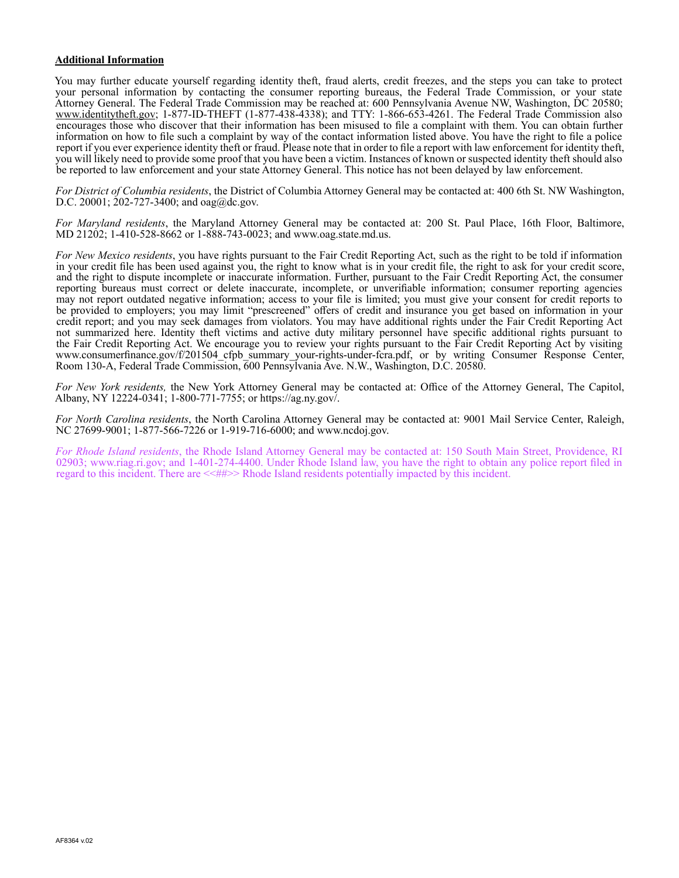**Additional Information**

You may further educate yourself regarding identity theft, fraud alerts, credit freezes, and the steps you can take to protect your personal information by contacting the consumer reporting bureaus, the Federal Trade Commission, or your state Attorney General. The Federal Trade Commission may be reached at: 600 Pennsylvania Avenue NW, Washington, DC 20580; www.identitytheft.gov; 1-877-ID-THEFT (1-877-438-4338); and TTY: 1-866-653-4261. The Federal Trade Commission also encourages those who discover that their information has been misused to file a complaint with them. You can obtain further information on how to file such a complaint by way of the contact information listed above. You have the right to file a police report if you ever experience identity theft or fraud. Please note that in order to file a report with law enforcement for identity theft, you will likely need to provide some proof that you have been a victim. Instances of known or suspected identity theft should also be reported to law enforcement and your state Attorney General. This notice has not been delayed by law enforcement.

*For District of Columbia residents*, the District of Columbia Attorney General may be contacted at: 400 6th St. NW Washington, D.C. 20001; 202-727-3400; and oag@dc.gov.

*For Maryland residents*, the Maryland Attorney General may be contacted at: 200 St. Paul Place, 16th Floor, Baltimore, MD 21202; 1-410-528-8662 or 1-888-743-0023; and www.oag.state.md.us.

*For New Mexico residents*, you have rights pursuant to the Fair Credit Reporting Act, such as the right to be told if information in your credit file has been used against you, the right to know what is in your credit file, the right to ask for your credit score, and the right to dispute incomplete or inaccurate information. Further, pursuant to the Fair Credit Reporting Act, the consumer reporting bureaus must correct or delete inaccurate, incomplete, or unverifiable information; consumer reporting agencies may not report outdated negative information; access to your file is limited; you must give your consent for credit reports to be provided to employers; you may limit "prescreened" offers of credit and insurance you get based on information in your credit report; and you may seek damages from violators. You may have additional rights under the Fair Credit Reporting Act not summarized here. Identity theft victims and active duty military personnel have specific additional rights pursuant to the Fair Credit Reporting Act. We encourage you to review your rights pursuant to the Fair Credit Reporting Act by visiting www.consumerfinance.gov/f/201504_cfpb_summary_your-rights-under-fcra.pdf, or by writing Consumer Response Center, Room 130-A, Federal Trade Commission, 600 Pennsylvania Ave. N.W., Washington, D.C. 20580.

*For New York residents,* the New York Attorney General may be contacted at: Office of the Attorney General, The Capitol, Albany, NY 12224-0341; 1-800-771-7755; or https://ag.ny.gov/.

*For North Carolina residents*, the North Carolina Attorney General may be contacted at: 9001 Mail Service Center, Raleigh, NC 27699-9001; 1-877-566-7226 or 1-919-716-6000; and www.ncdoj.gov.

*For Rhode Island residents*, the Rhode Island Attorney General may be contacted at: 150 South Main Street, Providence, RI 02903; www.riag.ri.gov; and 1-401-274-4400. Under Rhode Island law, you have the right to obtain any police report filed in regard to this incident. There are <<##>> Rhode Island residents potentially impacted by this incident.

AF8364 v.02